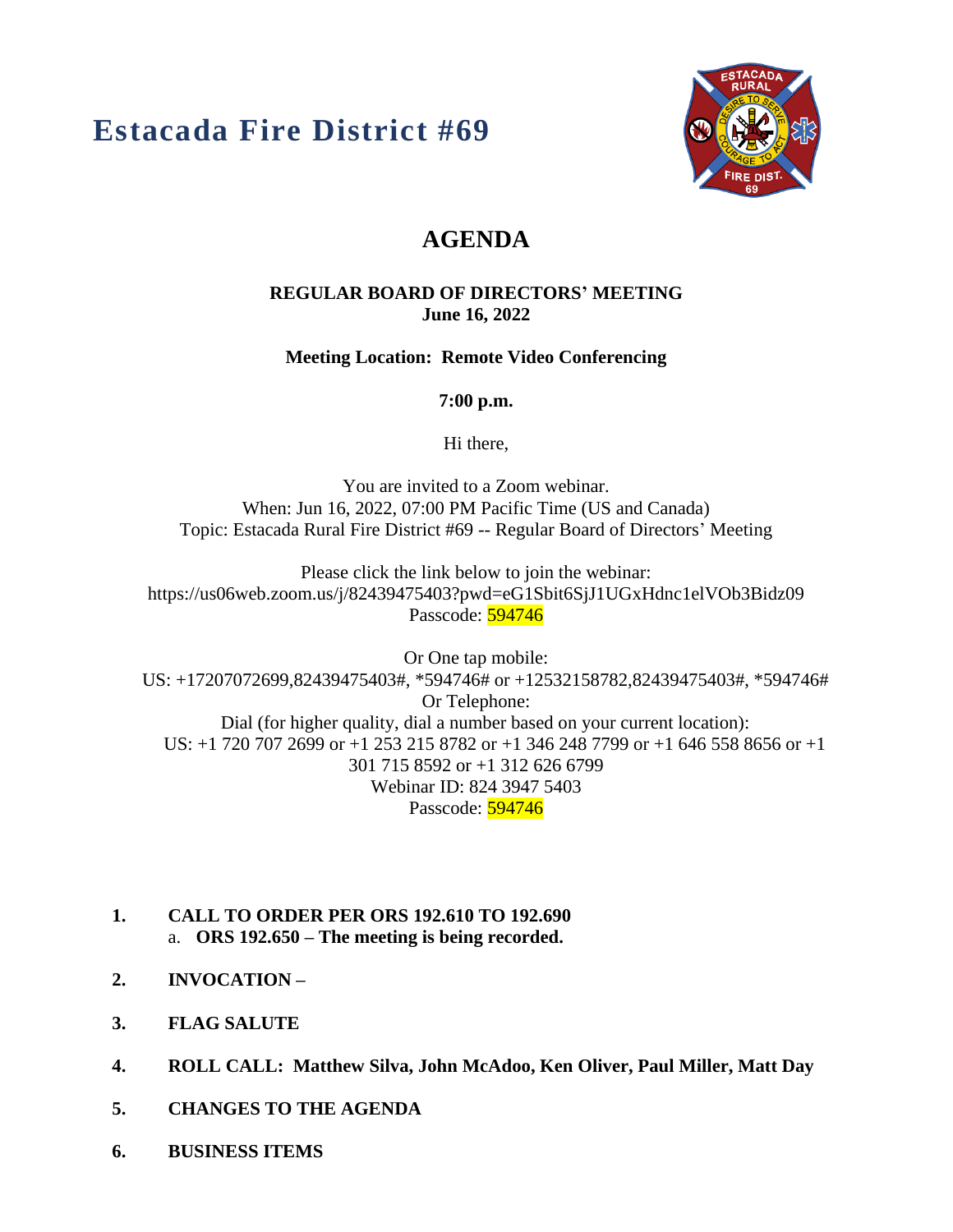# Estacada Fire District #69

## AGENDA

**REGULAR BOARD OF DIRECTORS' MEETING**
**June 16, 2022**

**Meeting Location: Remote Video Conferencing**

**7:00 p.m.**

Hi there,

You are invited to a Zoom webinar.
When: Jun 16, 2022, 07:00 PM Pacific Time (US and Canada)
Topic: Estacada Rural Fire District #69 -- Regular Board of Directors' Meeting

Please click the link below to join the webinar:
https://us06web.zoom.us/j/82439475403?pwd=eG1Sbit6SjJ1UGxHdnc1elVOb3Bidz09
Passcode: 594746

Or One tap mobile:
US: +17207072699,82439475403#, *594746# or +12532158782,82439475403#, *594746#
Or Telephone:
Dial (for higher quality, dial a number based on your current location):
US: +1 720 707 2699 or +1 253 215 8782 or +1 346 248 7799 or +1 646 558 8656 or +1 301 715 8592 or +1 312 626 6799
Webinar ID: 824 3947 5403
Passcode: 594746

1. **CALL TO ORDER PER ORS 192.610 TO 192.690**
   a. **ORS 192.650 – The meeting is being recorded.**
2. **INVOCATION –**
3. **FLAG SALUTE**
4. **ROLL CALL: Matthew Silva, John McAdoo, Ken Oliver, Paul Miller, Matt Day**
5. **CHANGES TO THE AGENDA**
6. **BUSINESS ITEMS**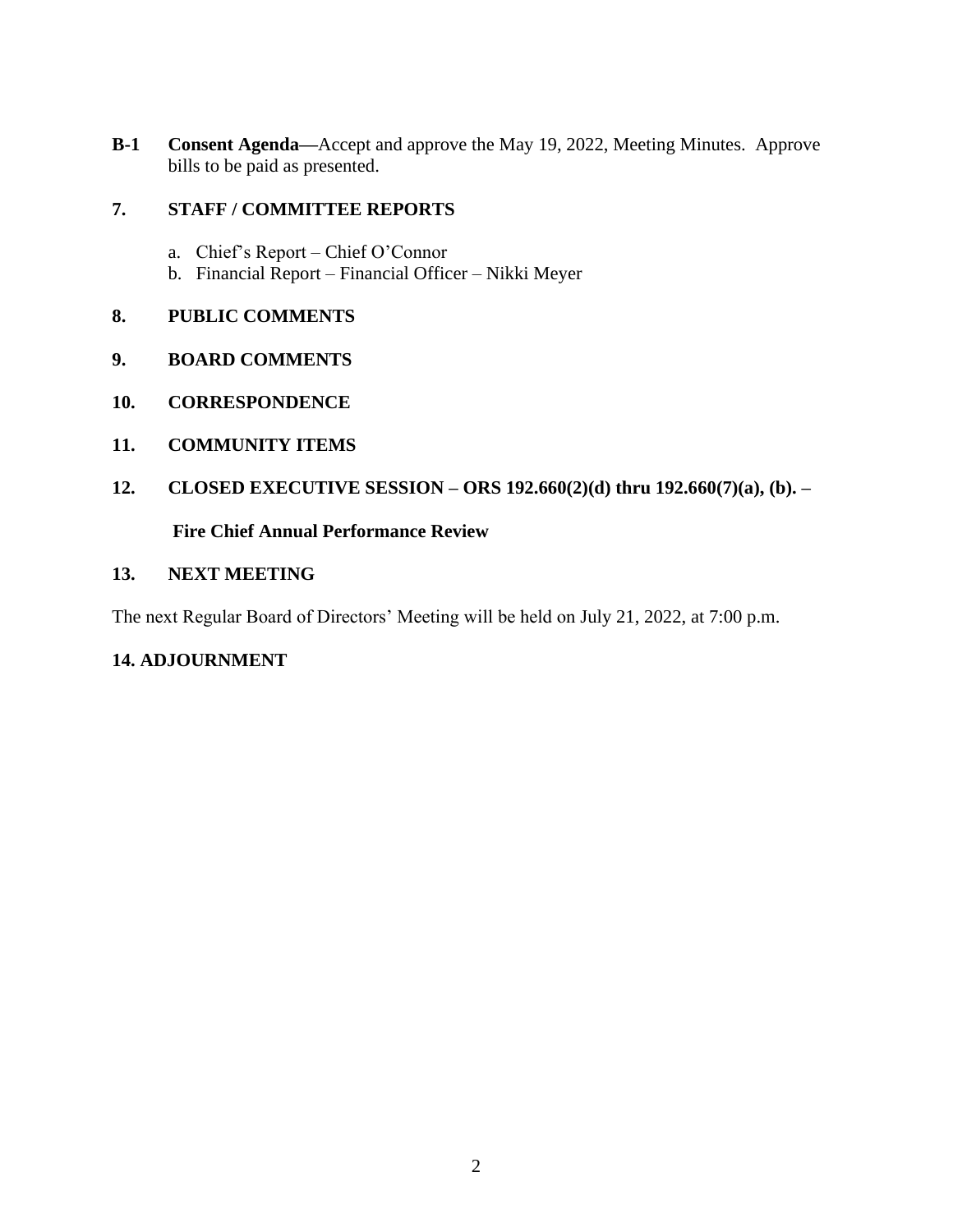**B-1 Consent Agenda**—Accept and approve the May 19, 2022, Meeting Minutes. Approve bills to be paid as presented.

## 7. STAFF / COMMITTEE REPORTS

a. Chief's Report – Chief O'Connor
b. Financial Report – Financial Officer – Nikki Meyer

## 8. PUBLIC COMMENTS

## 9. BOARD COMMENTS

## 10. CORRESPONDENCE

## 11. COMMUNITY ITEMS

## 12. CLOSED EXECUTIVE SESSION – ORS 192.660(2)(d) thru 192.660(7)(a), (b). –

**Fire Chief Annual Performance Review**

## 13. NEXT MEETING

The next Regular Board of Directors' Meeting will be held on July 21, 2022, at 7:00 p.m.

## 14. ADJOURNMENT